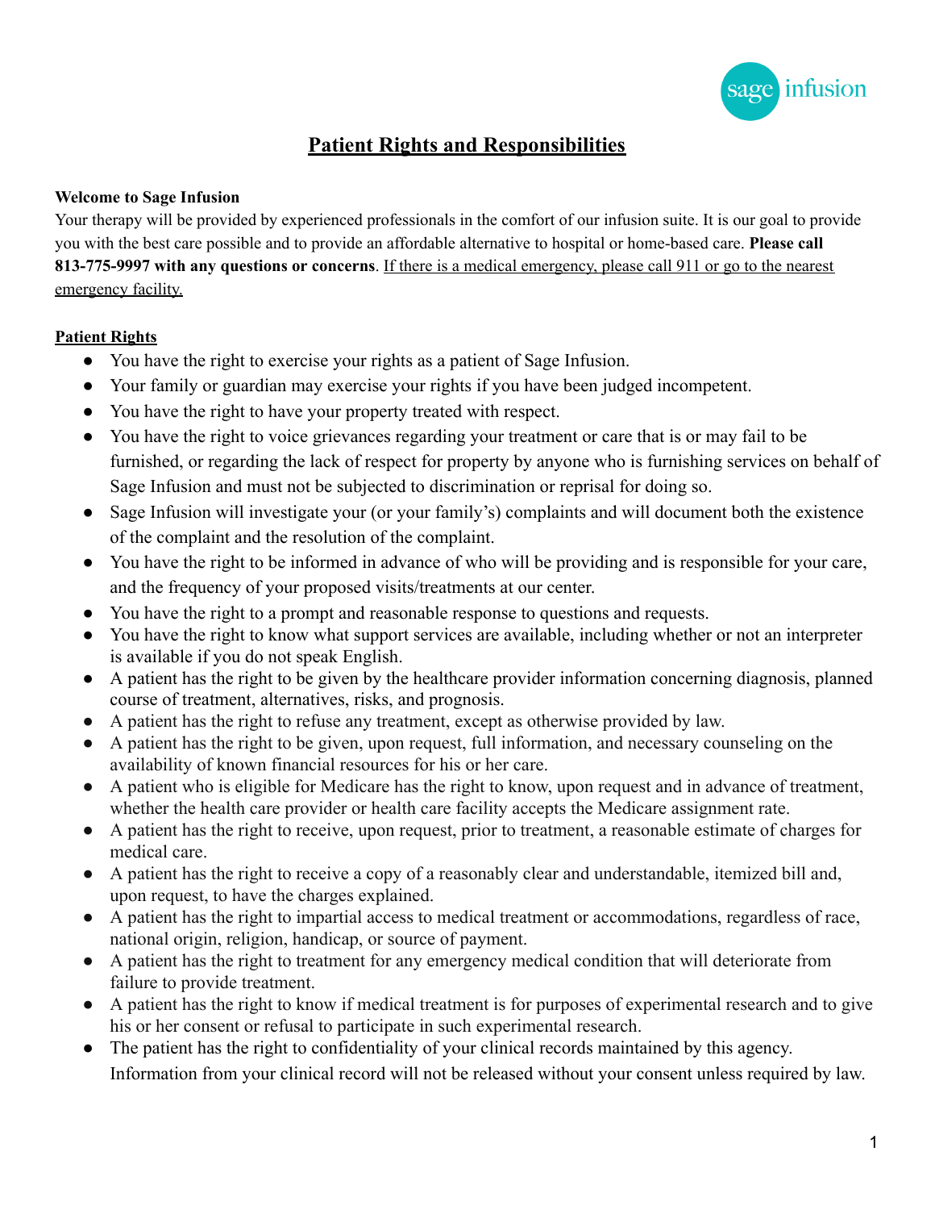# Patient Rights and Responsibilities

**Welcome to Sage Infusion**

Your therapy will be provided by experienced professionals in the comfort of our infusion suite. It is our goal to provide you with the best care possible and to provide an affordable alternative to hospital or home-based care. **Please call 813-775-9997 with any questions or concerns**. <u>If there is a medical emergency, please call 911 or go to the nearest emergency facility.</u>

## Patient Rights

- You have the right to exercise your rights as a patient of Sage Infusion.
- Your family or guardian may exercise your rights if you have been judged incompetent.
- You have the right to have your property treated with respect.
- You have the right to voice grievances regarding your treatment or care that is or may fail to be furnished, or regarding the lack of respect for property by anyone who is furnishing services on behalf of Sage Infusion and must not be subjected to discrimination or reprisal for doing so.
- Sage Infusion will investigate your (or your family's) complaints and will document both the existence of the complaint and the resolution of the complaint.
- You have the right to be informed in advance of who will be providing and is responsible for your care, and the frequency of your proposed visits/treatments at our center.
- You have the right to a prompt and reasonable response to questions and requests.
- You have the right to know what support services are available, including whether or not an interpreter is available if you do not speak English.
- A patient has the right to be given by the healthcare provider information concerning diagnosis, planned course of treatment, alternatives, risks, and prognosis.
- A patient has the right to refuse any treatment, except as otherwise provided by law.
- A patient has the right to be given, upon request, full information, and necessary counseling on the availability of known financial resources for his or her care.
- A patient who is eligible for Medicare has the right to know, upon request and in advance of treatment, whether the health care provider or health care facility accepts the Medicare assignment rate.
- A patient has the right to receive, upon request, prior to treatment, a reasonable estimate of charges for medical care.
- A patient has the right to receive a copy of a reasonably clear and understandable, itemized bill and, upon request, to have the charges explained.
- A patient has the right to impartial access to medical treatment or accommodations, regardless of race, national origin, religion, handicap, or source of payment.
- A patient has the right to treatment for any emergency medical condition that will deteriorate from failure to provide treatment.
- A patient has the right to know if medical treatment is for purposes of experimental research and to give his or her consent or refusal to participate in such experimental research.
- The patient has the right to confidentiality of your clinical records maintained by this agency. Information from your clinical record will not be released without your consent unless required by law.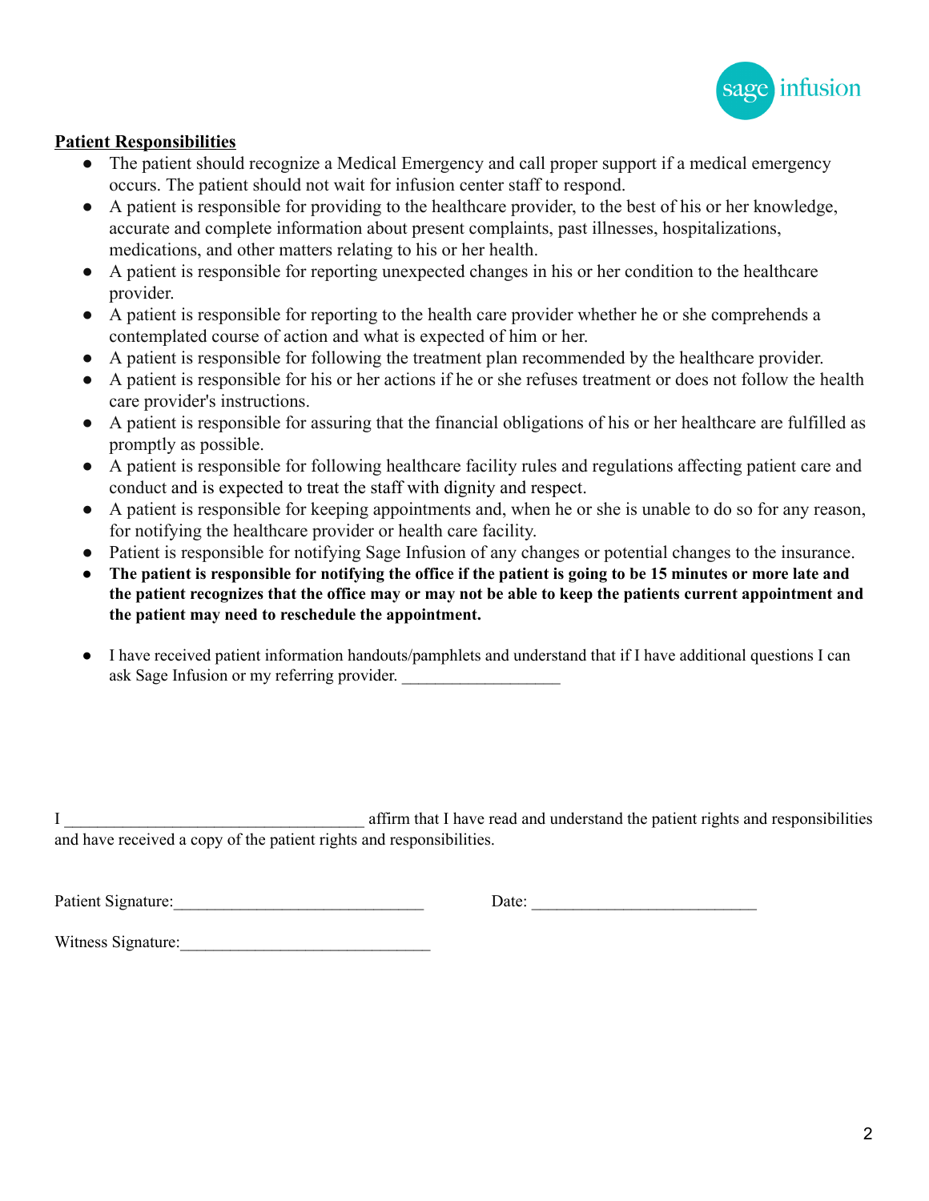**Patient Responsibilities**

- The patient should recognize a Medical Emergency and call proper support if a medical emergency occurs. The patient should not wait for infusion center staff to respond.
- A patient is responsible for providing to the healthcare provider, to the best of his or her knowledge, accurate and complete information about present complaints, past illnesses, hospitalizations, medications, and other matters relating to his or her health.
- A patient is responsible for reporting unexpected changes in his or her condition to the healthcare provider.
- A patient is responsible for reporting to the health care provider whether he or she comprehends a contemplated course of action and what is expected of him or her.
- A patient is responsible for following the treatment plan recommended by the healthcare provider.
- A patient is responsible for his or her actions if he or she refuses treatment or does not follow the health care provider's instructions.
- A patient is responsible for assuring that the financial obligations of his or her healthcare are fulfilled as promptly as possible.
- A patient is responsible for following healthcare facility rules and regulations affecting patient care and conduct and is expected to treat the staff with dignity and respect.
- A patient is responsible for keeping appointments and, when he or she is unable to do so for any reason, for notifying the healthcare provider or health care facility.
- Patient is responsible for notifying Sage Infusion of any changes or potential changes to the insurance.
- **The patient is responsible for notifying the office if the patient is going to be 15 minutes or more late and the patient recognizes that the office may or may not be able to keep the patients current appointment and the patient may need to reschedule the appointment.**

- I have received patient information handouts/pamphlets and understand that if I have additional questions I can ask Sage Infusion or my referring provider. ___________________

I ____________________________________ affirm that I have read and understand the patient rights and responsibilities and have received a copy of the patient rights and responsibilities.

Patient Signature:______________________________ Date: ___________________________

Witness Signature:______________________________